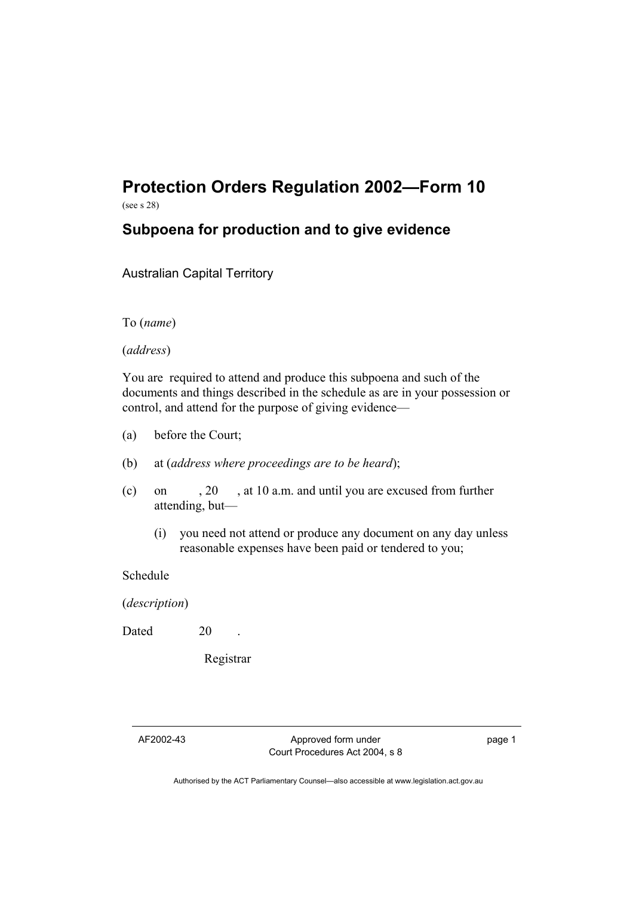# Protection Orders Regulation 2002—Form 10

(see s 28)

## Subpoena for production and to give evidence

Australian Capital Territory

To (*name*)

(*address*)

You are required to attend and produce this subpoena and such of the documents and things described in the schedule as are in your possession or control, and attend for the purpose of giving evidence—

(a) before the Court;

(b) at (*address where proceedings are to be heard*);

(c) on , 20 , at 10 a.m. and until you are excused from further attending, but—

  (i) you need not attend or produce any document on any day unless reasonable expenses have been paid or tendered to you;

Schedule

(*description*)

Dated 20 .

Registrar

AF2002-43 Approved form under Court Procedures Act 2004, s 8

Authorised by the ACT Parliamentary Counsel—also accessible at www.legislation.act.gov.au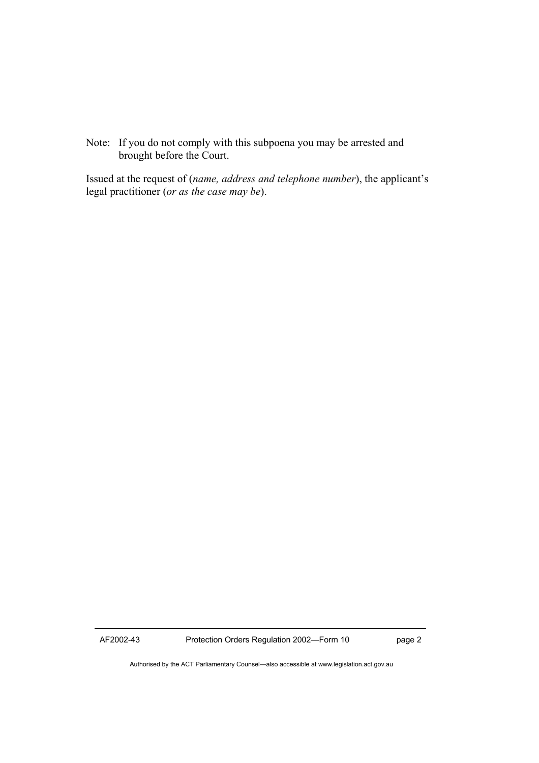Note: If you do not comply with this subpoena you may be arrested and brought before the Court.

Issued at the request of (*name, address and telephone number*), the applicant's legal practitioner (*or as the case may be*).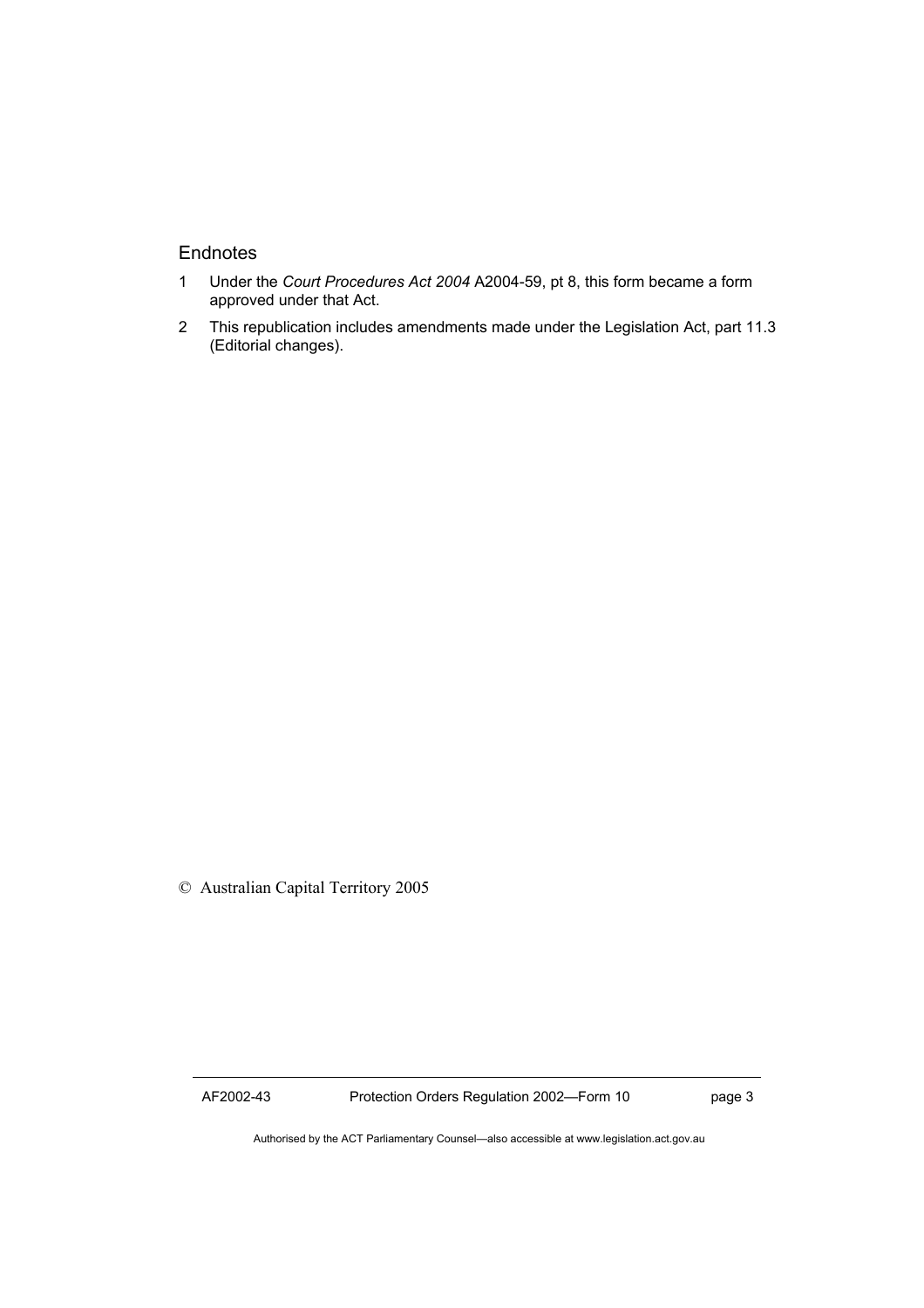## Endnotes

1. Under the *Court Procedures Act 2004* A2004-59, pt 8, this form became a form approved under that Act.
2. This republication includes amendments made under the Legislation Act, part 11.3 (Editorial changes).

© Australian Capital Territory 2005